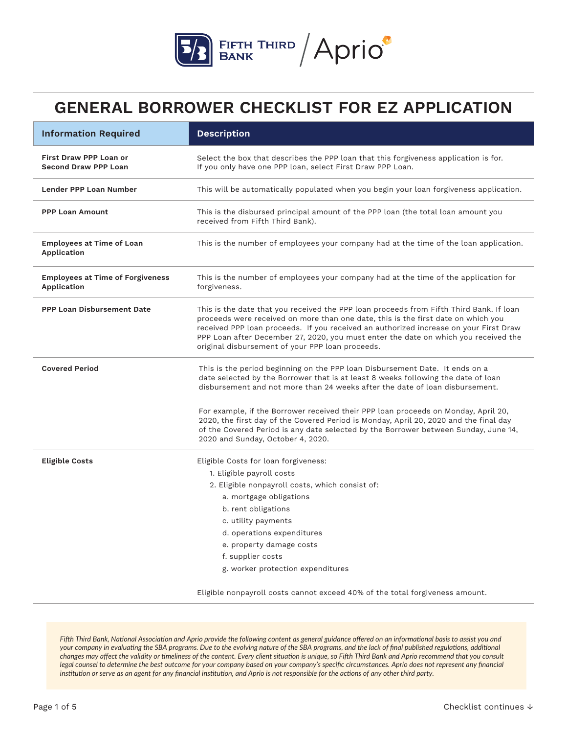# GENERAL BORROWER CHECKLIST FOR EZ APPLICATION

| Information Required | Description |
| --- | --- |
| **First Draw PPP Loan or Second Draw PPP Loan** | Select the box that describes the PPP loan that this forgiveness application is for. If you only have one PPP loan, select First Draw PPP Loan. |
| **Lender PPP Loan Number** | This will be automatically populated when you begin your loan forgiveness application. |
| **PPP Loan Amount** | This is the disbursed principal amount of the PPP loan (the total loan amount you received from Fifth Third Bank). |
| **Employees at Time of Loan Application** | This is the number of employees your company had at the time of the loan application. |
| **Employees at Time of Forgiveness Application** | This is the number of employees your company had at the time of the application for forgiveness. |
| **PPP Loan Disbursement Date** | This is the date that you received the PPP loan proceeds from Fifth Third Bank. If loan proceeds were received on more than one date, this is the first date on which you received PPP loan proceeds. If you received an authorized increase on your First Draw PPP Loan after December 27, 2020, you must enter the date on which you received the original disbursement of your PPP loan proceeds. |
| **Covered Period** | This is the period beginning on the PPP loan Disbursement Date. It ends on a date selected by the Borrower that is at least 8 weeks following the date of loan disbursement and not more than 24 weeks after the date of loan disbursement.<br><br>For example, if the Borrower received their PPP loan proceeds on Monday, April 20, 2020, the first day of the Covered Period is Monday, April 20, 2020 and the final day of the Covered Period is any date selected by the Borrower between Sunday, June 14, 2020 and Sunday, October 4, 2020. |
| **Eligible Costs** | Eligible Costs for loan forgiveness:<br>1. Eligible payroll costs<br>2. Eligible nonpayroll costs, which consist of:<br>a. mortgage obligations<br>b. rent obligations<br>c. utility payments<br>d. operations expenditures<br>e. property damage costs<br>f. supplier costs<br>g. worker protection expenditures<br><br>Eligible nonpayroll costs cannot exceed 40% of the total forgiveness amount. |

*Fifth Third Bank, National Association and Aprio provide the following content as general guidance offered on an informational basis to assist you and your company in evaluating the SBA programs. Due to the evolving nature of the SBA programs, and the lack of final published regulations, additional changes may affect the validity or timeliness of the content. Every client situation is unique, so Fifth Third Bank and Aprio recommend that you consult legal counsel to determine the best outcome for your company based on your company's specific circumstances. Aprio does not represent any financial institution or serve as an agent for any financial institution, and Aprio is not responsible for the actions of any other third party.*

Checklist continues ↓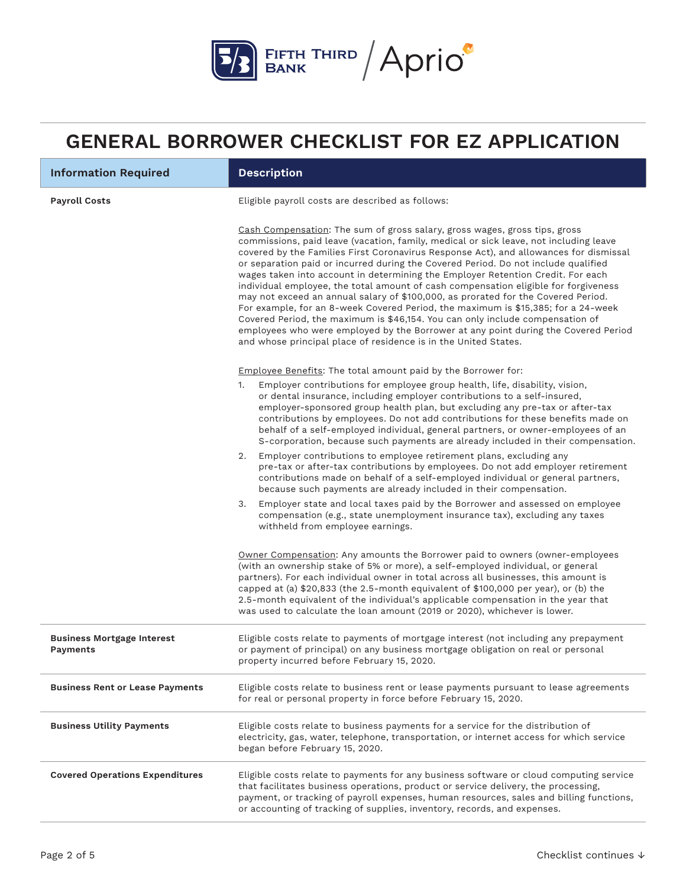# GENERAL BORROWER CHECKLIST FOR EZ APPLICATION

| Information Required | Description |
| --- | --- |
| **Payroll Costs** | Eligible payroll costs are described as follows:<br><br><u>Cash Compensation</u>: The sum of gross salary, gross wages, gross tips, gross commissions, paid leave (vacation, family, medical or sick leave, not including leave covered by the Families First Coronavirus Response Act), and allowances for dismissal or separation paid or incurred during the Covered Period. Do not include qualified wages taken into account in determining the Employer Retention Credit. For each individual employee, the total amount of cash compensation eligible for forgiveness may not exceed an annual salary of $100,000, as prorated for the Covered Period. For example, for an 8-week Covered Period, the maximum is $15,385; for a 24-week Covered Period, the maximum is $46,154. You can only include compensation of employees who were employed by the Borrower at any point during the Covered Period and whose principal place of residence is in the United States.<br><br><u>Employee Benefits</u>: The total amount paid by the Borrower for:<br>1. Employer contributions for employee group health, life, disability, vision, or dental insurance, including employer contributions to a self-insured, employer-sponsored group health plan, but excluding any pre-tax or after-tax contributions by employees. Do not add contributions for these benefits made on behalf of a self-employed individual, general partners, or owner-employees of an S-corporation, because such payments are already included in their compensation.<br>2. Employer contributions to employee retirement plans, excluding any pre-tax or after-tax contributions by employees. Do not add employer retirement contributions made on behalf of a self-employed individual or general partners, because such payments are already included in their compensation.<br>3. Employer state and local taxes paid by the Borrower and assessed on employee compensation (e.g., state unemployment insurance tax), excluding any taxes withheld from employee earnings.<br><br><u>Owner Compensation</u>: Any amounts the Borrower paid to owners (owner-employees (with an ownership stake of 5% or more), a self-employed individual, or general partners). For each individual owner in total across all businesses, this amount is capped at (a) $20,833 (the 2.5-month equivalent of $100,000 per year), or (b) the 2.5-month equivalent of the individual's applicable compensation in the year that was used to calculate the loan amount (2019 or 2020), whichever is lower. |
| **Business Mortgage Interest Payments** | Eligible costs relate to payments of mortgage interest (not including any prepayment or payment of principal) on any business mortgage obligation on real or personal property incurred before February 15, 2020. |
| **Business Rent or Lease Payments** | Eligible costs relate to business rent or lease payments pursuant to lease agreements for real or personal property in force before February 15, 2020. |
| **Business Utility Payments** | Eligible costs relate to business payments for a service for the distribution of electricity, gas, water, telephone, transportation, or internet access for which service began before February 15, 2020. |
| **Covered Operations Expenditures** | Eligible costs relate to payments for any business software or cloud computing service that facilitates business operations, product or service delivery, the processing, payment, or tracking of payroll expenses, human resources, sales and billing functions, or accounting of tracking of supplies, inventory, records, and expenses. |

Checklist continues ↓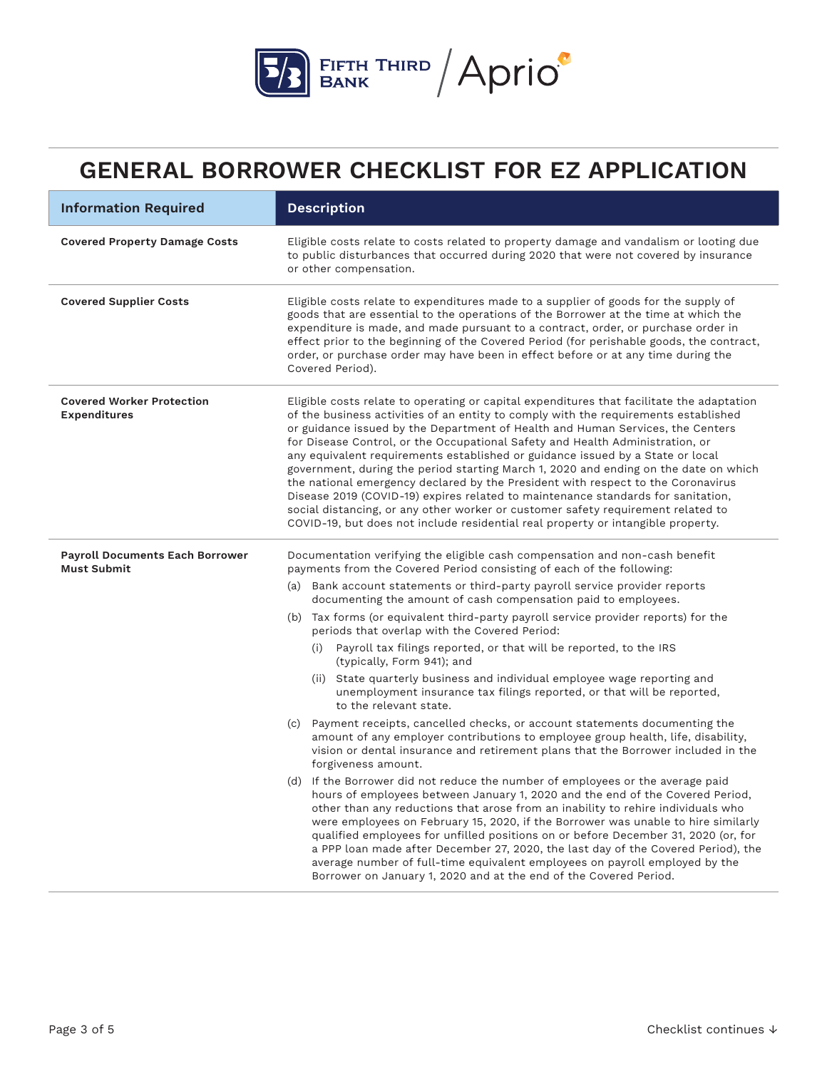# GENERAL BORROWER CHECKLIST FOR EZ APPLICATION

| Information Required | Description |
| --- | --- |
| **Covered Property Damage Costs** | Eligible costs relate to costs related to property damage and vandalism or looting due to public disturbances that occurred during 2020 that were not covered by insurance or other compensation. |
| **Covered Supplier Costs** | Eligible costs relate to expenditures made to a supplier of goods for the supply of goods that are essential to the operations of the Borrower at the time at which the expenditure is made, and made pursuant to a contract, order, or purchase order in effect prior to the beginning of the Covered Period (for perishable goods, the contract, order, or purchase order may have been in effect before or at any time during the Covered Period). |
| **Covered Worker Protection Expenditures** | Eligible costs relate to operating or capital expenditures that facilitate the adaptation of the business activities of an entity to comply with the requirements established or guidance issued by the Department of Health and Human Services, the Centers for Disease Control, or the Occupational Safety and Health Administration, or any equivalent requirements established or guidance issued by a State or local government, during the period starting March 1, 2020 and ending on the date on which the national emergency declared by the President with respect to the Coronavirus Disease 2019 (COVID-19) expires related to maintenance standards for sanitation, social distancing, or any other worker or customer safety requirement related to COVID-19, but does not include residential real property or intangible property. |
| **Payroll Documents Each Borrower Must Submit** | Documentation verifying the eligible cash compensation and non-cash benefit payments from the Covered Period consisting of each of the following:<br>(a) Bank account statements or third-party payroll service provider reports documenting the amount of cash compensation paid to employees.<br>(b) Tax forms (or equivalent third-party payroll service provider reports) for the periods that overlap with the Covered Period:<br>(i) Payroll tax filings reported, or that will be reported, to the IRS (typically, Form 941); and<br>(ii) State quarterly business and individual employee wage reporting and unemployment insurance tax filings reported, or that will be reported, to the relevant state.<br>(c) Payment receipts, cancelled checks, or account statements documenting the amount of any employer contributions to employee group health, life, disability, vision or dental insurance and retirement plans that the Borrower included in the forgiveness amount.<br>(d) If the Borrower did not reduce the number of employees or the average paid hours of employees between January 1, 2020 and the end of the Covered Period, other than any reductions that arose from an inability to rehire individuals who were employees on February 15, 2020, if the Borrower was unable to hire similarly qualified employees for unfilled positions on or before December 31, 2020 (or, for a PPP loan made after December 27, 2020, the last day of the Covered Period), the average number of full-time equivalent employees on payroll employed by the Borrower on January 1, 2020 and at the end of the Covered Period. |

Checklist continues ↓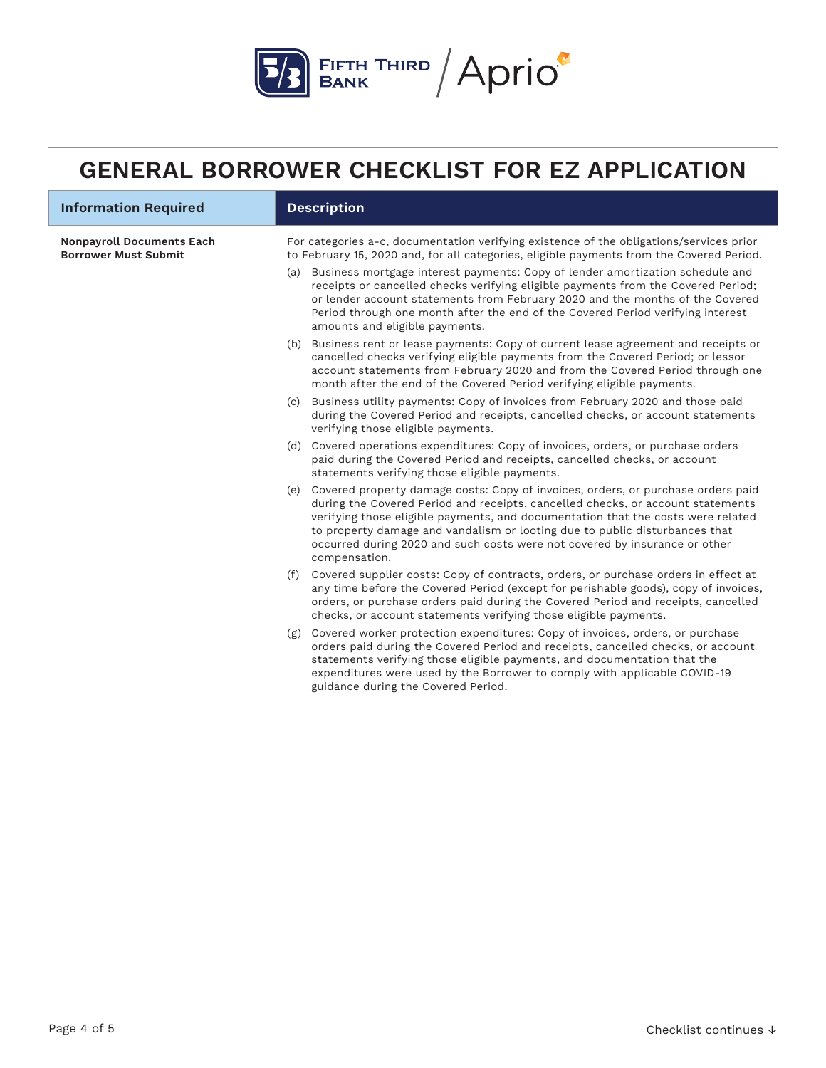# GENERAL BORROWER CHECKLIST FOR EZ APPLICATION

| Information Required | Description |
|---|---|
| **Nonpayroll Documents Each Borrower Must Submit** | For categories a-c, documentation verifying existence of the obligations/services prior to February 15, 2020 and, for all categories, eligible payments from the Covered Period.<br>(a) Business mortgage interest payments: Copy of lender amortization schedule and receipts or cancelled checks verifying eligible payments from the Covered Period; or lender account statements from February 2020 and the months of the Covered Period through one month after the end of the Covered Period verifying interest amounts and eligible payments.<br>(b) Business rent or lease payments: Copy of current lease agreement and receipts or cancelled checks verifying eligible payments from the Covered Period; or lessor account statements from February 2020 and from the Covered Period through one month after the end of the Covered Period verifying eligible payments.<br>(c) Business utility payments: Copy of invoices from February 2020 and those paid during the Covered Period and receipts, cancelled checks, or account statements verifying those eligible payments.<br>(d) Covered operations expenditures: Copy of invoices, orders, or purchase orders paid during the Covered Period and receipts, cancelled checks, or account statements verifying those eligible payments.<br>(e) Covered property damage costs: Copy of invoices, orders, or purchase orders paid during the Covered Period and receipts, cancelled checks, or account statements verifying those eligible payments, and documentation that the costs were related to property damage and vandalism or looting due to public disturbances that occurred during 2020 and such costs were not covered by insurance or other compensation.<br>(f) Covered supplier costs: Copy of contracts, orders, or purchase orders in effect at any time before the Covered Period (except for perishable goods), copy of invoices, orders, or purchase orders paid during the Covered Period and receipts, cancelled checks, or account statements verifying those eligible payments.<br>(g) Covered worker protection expenditures: Copy of invoices, orders, or purchase orders paid during the Covered Period and receipts, cancelled checks, or account statements verifying those eligible payments, and documentation that the expenditures were used by the Borrower to comply with applicable COVID-19 guidance during the Covered Period. |

Checklist continues ↓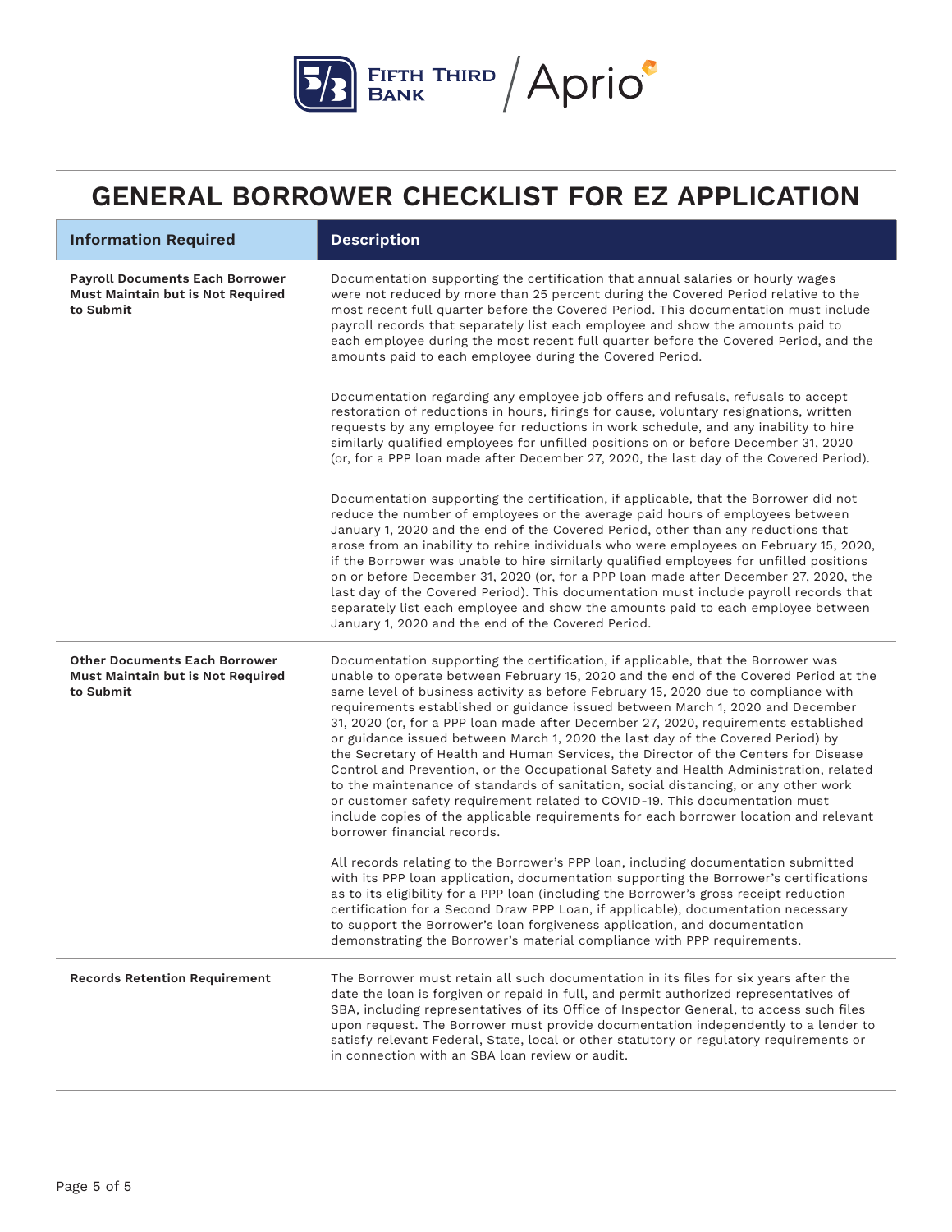# GENERAL BORROWER CHECKLIST FOR EZ APPLICATION

| Information Required | Description |
|---|---|
| **Payroll Documents Each Borrower Must Maintain but is Not Required to Submit** | Documentation supporting the certification that annual salaries or hourly wages were not reduced by more than 25 percent during the Covered Period relative to the most recent full quarter before the Covered Period. This documentation must include payroll records that separately list each employee and show the amounts paid to each employee during the most recent full quarter before the Covered Period, and the amounts paid to each employee during the Covered Period.<br><br>Documentation regarding any employee job offers and refusals, refusals to accept restoration of reductions in hours, firings for cause, voluntary resignations, written requests by any employee for reductions in work schedule, and any inability to hire similarly qualified employees for unfilled positions on or before December 31, 2020 (or, for a PPP loan made after December 27, 2020, the last day of the Covered Period).<br><br>Documentation supporting the certification, if applicable, that the Borrower did not reduce the number of employees or the average paid hours of employees between January 1, 2020 and the end of the Covered Period, other than any reductions that arose from an inability to rehire individuals who were employees on February 15, 2020, if the Borrower was unable to hire similarly qualified employees for unfilled positions on or before December 31, 2020 (or, for a PPP loan made after December 27, 2020, the last day of the Covered Period). This documentation must include payroll records that separately list each employee and show the amounts paid to each employee between January 1, 2020 and the end of the Covered Period. |
| **Other Documents Each Borrower Must Maintain but is Not Required to Submit** | Documentation supporting the certification, if applicable, that the Borrower was unable to operate between February 15, 2020 and the end of the Covered Period at the same level of business activity as before February 15, 2020 due to compliance with requirements established or guidance issued between March 1, 2020 and December 31, 2020 (or, for a PPP loan made after December 27, 2020, requirements established or guidance issued between March 1, 2020 the last day of the Covered Period) by the Secretary of Health and Human Services, the Director of the Centers for Disease Control and Prevention, or the Occupational Safety and Health Administration, related to the maintenance of standards of sanitation, social distancing, or any other work or customer safety requirement related to COVID-19. This documentation must include copies of the applicable requirements for each borrower location and relevant borrower financial records.<br><br>All records relating to the Borrower's PPP loan, including documentation submitted with its PPP loan application, documentation supporting the Borrower's certifications as to its eligibility for a PPP loan (including the Borrower's gross receipt reduction certification for a Second Draw PPP Loan, if applicable), documentation necessary to support the Borrower's loan forgiveness application, and documentation demonstrating the Borrower's material compliance with PPP requirements. |
| **Records Retention Requirement** | The Borrower must retain all such documentation in its files for six years after the date the loan is forgiven or repaid in full, and permit authorized representatives of SBA, including representatives of its Office of Inspector General, to access such files upon request. The Borrower must provide documentation independently to a lender to satisfy relevant Federal, State, local or other statutory or regulatory requirements or in connection with an SBA loan review or audit. |